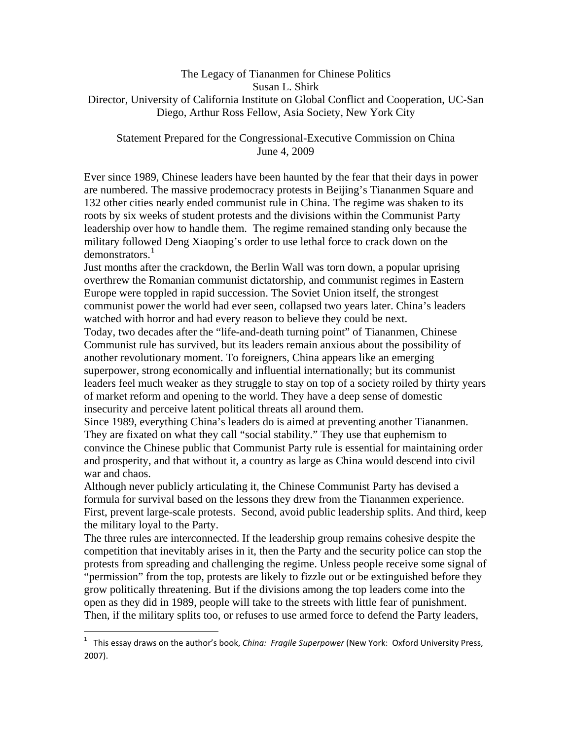# The Legacy of Tiananmen for Chinese Politics

Susan L. Shirk

Director, University of California Institute on Global Conflict and Cooperation, UC-San Diego, Arthur Ross Fellow, Asia Society, New York City

Statement Prepared for the Congressional-Executive Commission on China
June 4, 2009

Ever since 1989, Chinese leaders have been haunted by the fear that their days in power are numbered. The massive prodemocracy protests in Beijing's Tiananmen Square and 132 other cities nearly ended communist rule in China. The regime was shaken to its roots by six weeks of student protests and the divisions within the Communist Party leadership over how to handle them. The regime remained standing only because the military followed Deng Xiaoping's order to use lethal force to crack down on the demonstrators.[1]

Just months after the crackdown, the Berlin Wall was torn down, a popular uprising overthrew the Romanian communist dictatorship, and communist regimes in Eastern Europe were toppled in rapid succession. The Soviet Union itself, the strongest communist power the world had ever seen, collapsed two years later. China's leaders watched with horror and had every reason to believe they could be next.

Today, two decades after the "life-and-death turning point" of Tiananmen, Chinese Communist rule has survived, but its leaders remain anxious about the possibility of another revolutionary moment. To foreigners, China appears like an emerging superpower, strong economically and influential internationally; but its communist leaders feel much weaker as they struggle to stay on top of a society roiled by thirty years of market reform and opening to the world. They have a deep sense of domestic insecurity and perceive latent political threats all around them.

Since 1989, everything China's leaders do is aimed at preventing another Tiananmen. They are fixated on what they call "social stability." They use that euphemism to convince the Chinese public that Communist Party rule is essential for maintaining order and prosperity, and that without it, a country as large as China would descend into civil war and chaos.

Although never publicly articulating it, the Chinese Communist Party has devised a formula for survival based on the lessons they drew from the Tiananmen experience. First, prevent large-scale protests. Second, avoid public leadership splits. And third, keep the military loyal to the Party.

The three rules are interconnected. If the leadership group remains cohesive despite the competition that inevitably arises in it, then the Party and the security police can stop the protests from spreading and challenging the regime. Unless people receive some signal of "permission" from the top, protests are likely to fizzle out or be extinguished before they grow politically threatening. But if the divisions among the top leaders come into the open as they did in 1989, people will take to the streets with little fear of punishment. Then, if the military splits too, or refuses to use armed force to defend the Party leaders,

---

[1] This essay draws on the author's book, *China: Fragile Superpower* (New York: Oxford University Press, 2007).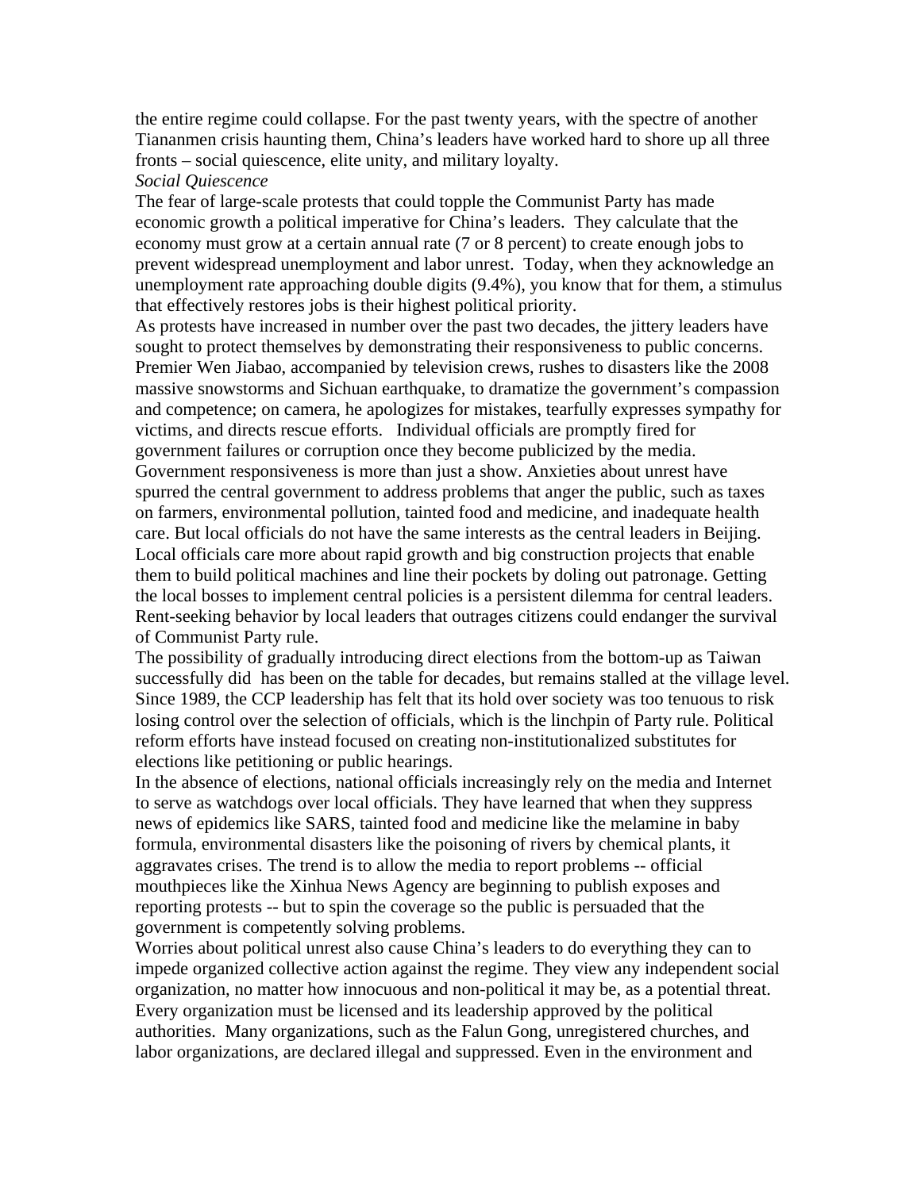the entire regime could collapse. For the past twenty years, with the spectre of another Tiananmen crisis haunting them, China's leaders have worked hard to shore up all three fronts – social quiescence, elite unity, and military loyalty.

*Social Quiescence*

The fear of large-scale protests that could topple the Communist Party has made economic growth a political imperative for China's leaders. They calculate that the economy must grow at a certain annual rate (7 or 8 percent) to create enough jobs to prevent widespread unemployment and labor unrest. Today, when they acknowledge an unemployment rate approaching double digits (9.4%), you know that for them, a stimulus that effectively restores jobs is their highest political priority.

As protests have increased in number over the past two decades, the jittery leaders have sought to protect themselves by demonstrating their responsiveness to public concerns. Premier Wen Jiabao, accompanied by television crews, rushes to disasters like the 2008 massive snowstorms and Sichuan earthquake, to dramatize the government's compassion and competence; on camera, he apologizes for mistakes, tearfully expresses sympathy for victims, and directs rescue efforts. Individual officials are promptly fired for government failures or corruption once they become publicized by the media.

Government responsiveness is more than just a show. Anxieties about unrest have spurred the central government to address problems that anger the public, such as taxes on farmers, environmental pollution, tainted food and medicine, and inadequate health care. But local officials do not have the same interests as the central leaders in Beijing. Local officials care more about rapid growth and big construction projects that enable them to build political machines and line their pockets by doling out patronage. Getting the local bosses to implement central policies is a persistent dilemma for central leaders. Rent-seeking behavior by local leaders that outrages citizens could endanger the survival of Communist Party rule.

The possibility of gradually introducing direct elections from the bottom-up as Taiwan successfully did has been on the table for decades, but remains stalled at the village level. Since 1989, the CCP leadership has felt that its hold over society was too tenuous to risk losing control over the selection of officials, which is the linchpin of Party rule. Political reform efforts have instead focused on creating non-institutionalized substitutes for elections like petitioning or public hearings.

In the absence of elections, national officials increasingly rely on the media and Internet to serve as watchdogs over local officials. They have learned that when they suppress news of epidemics like SARS, tainted food and medicine like the melamine in baby formula, environmental disasters like the poisoning of rivers by chemical plants, it aggravates crises. The trend is to allow the media to report problems -- official mouthpieces like the Xinhua News Agency are beginning to publish exposes and reporting protests -- but to spin the coverage so the public is persuaded that the government is competently solving problems.

Worries about political unrest also cause China's leaders to do everything they can to impede organized collective action against the regime. They view any independent social organization, no matter how innocuous and non-political it may be, as a potential threat. Every organization must be licensed and its leadership approved by the political authorities. Many organizations, such as the Falun Gong, unregistered churches, and labor organizations, are declared illegal and suppressed. Even in the environment and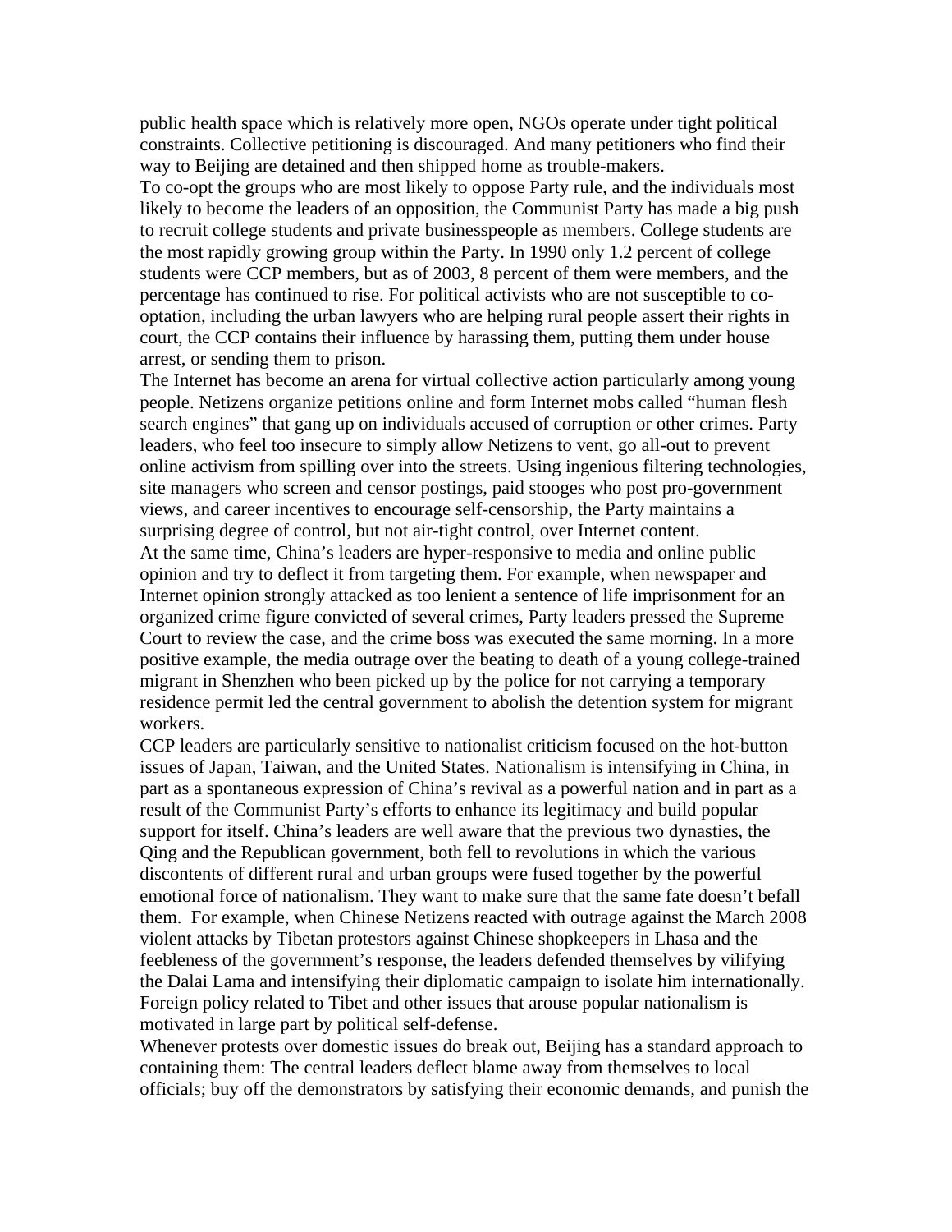public health space which is relatively more open, NGOs operate under tight political constraints. Collective petitioning is discouraged. And many petitioners who find their way to Beijing are detained and then shipped home as trouble-makers.

To co-opt the groups who are most likely to oppose Party rule, and the individuals most likely to become the leaders of an opposition, the Communist Party has made a big push to recruit college students and private businesspeople as members. College students are the most rapidly growing group within the Party. In 1990 only 1.2 percent of college students were CCP members, but as of 2003, 8 percent of them were members, and the percentage has continued to rise. For political activists who are not susceptible to co-optation, including the urban lawyers who are helping rural people assert their rights in court, the CCP contains their influence by harassing them, putting them under house arrest, or sending them to prison.

The Internet has become an arena for virtual collective action particularly among young people. Netizens organize petitions online and form Internet mobs called "human flesh search engines" that gang up on individuals accused of corruption or other crimes. Party leaders, who feel too insecure to simply allow Netizens to vent, go all-out to prevent online activism from spilling over into the streets. Using ingenious filtering technologies, site managers who screen and censor postings, paid stooges who post pro-government views, and career incentives to encourage self-censorship, the Party maintains a surprising degree of control, but not air-tight control, over Internet content.

At the same time, China's leaders are hyper-responsive to media and online public opinion and try to deflect it from targeting them. For example, when newspaper and Internet opinion strongly attacked as too lenient a sentence of life imprisonment for an organized crime figure convicted of several crimes, Party leaders pressed the Supreme Court to review the case, and the crime boss was executed the same morning. In a more positive example, the media outrage over the beating to death of a young college-trained migrant in Shenzhen who been picked up by the police for not carrying a temporary residence permit led the central government to abolish the detention system for migrant workers.

CCP leaders are particularly sensitive to nationalist criticism focused on the hot-button issues of Japan, Taiwan, and the United States. Nationalism is intensifying in China, in part as a spontaneous expression of China's revival as a powerful nation and in part as a result of the Communist Party's efforts to enhance its legitimacy and build popular support for itself. China's leaders are well aware that the previous two dynasties, the Qing and the Republican government, both fell to revolutions in which the various discontents of different rural and urban groups were fused together by the powerful emotional force of nationalism. They want to make sure that the same fate doesn't befall them. For example, when Chinese Netizens reacted with outrage against the March 2008 violent attacks by Tibetan protestors against Chinese shopkeepers in Lhasa and the feebleness of the government's response, the leaders defended themselves by vilifying the Dalai Lama and intensifying their diplomatic campaign to isolate him internationally. Foreign policy related to Tibet and other issues that arouse popular nationalism is motivated in large part by political self-defense.

Whenever protests over domestic issues do break out, Beijing has a standard approach to containing them: The central leaders deflect blame away from themselves to local officials; buy off the demonstrators by satisfying their economic demands, and punish the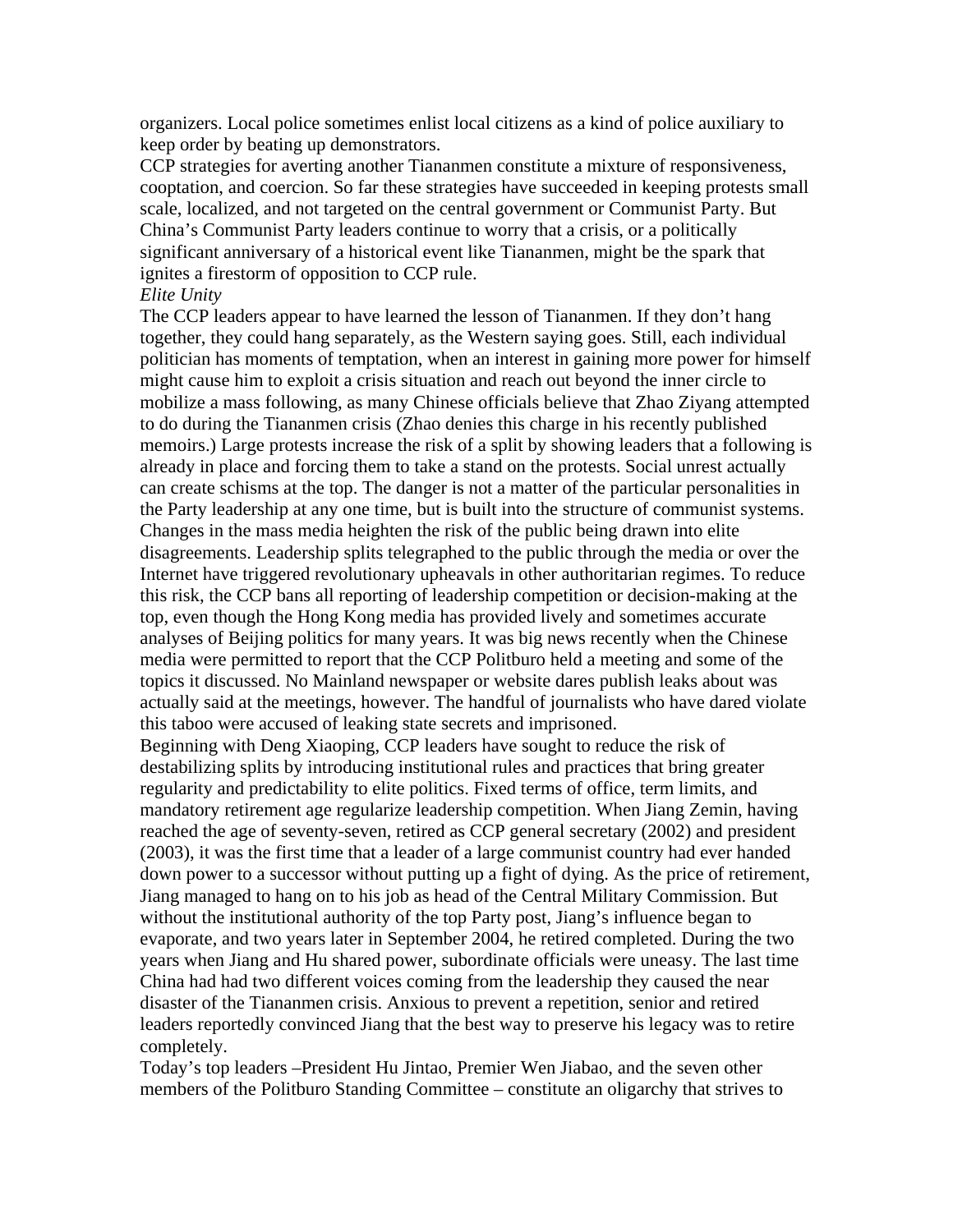organizers. Local police sometimes enlist local citizens as a kind of police auxiliary to keep order by beating up demonstrators.

CCP strategies for averting another Tiananmen constitute a mixture of responsiveness, cooptation, and coercion. So far these strategies have succeeded in keeping protests small scale, localized, and not targeted on the central government or Communist Party. But China's Communist Party leaders continue to worry that a crisis, or a politically significant anniversary of a historical event like Tiananmen, might be the spark that ignites a firestorm of opposition to CCP rule.

*Elite Unity*

The CCP leaders appear to have learned the lesson of Tiananmen. If they don't hang together, they could hang separately, as the Western saying goes. Still, each individual politician has moments of temptation, when an interest in gaining more power for himself might cause him to exploit a crisis situation and reach out beyond the inner circle to mobilize a mass following, as many Chinese officials believe that Zhao Ziyang attempted to do during the Tiananmen crisis (Zhao denies this charge in his recently published memoirs.) Large protests increase the risk of a split by showing leaders that a following is already in place and forcing them to take a stand on the protests. Social unrest actually can create schisms at the top. The danger is not a matter of the particular personalities in the Party leadership at any one time, but is built into the structure of communist systems. Changes in the mass media heighten the risk of the public being drawn into elite disagreements. Leadership splits telegraphed to the public through the media or over the Internet have triggered revolutionary upheavals in other authoritarian regimes. To reduce this risk, the CCP bans all reporting of leadership competition or decision-making at the top, even though the Hong Kong media has provided lively and sometimes accurate analyses of Beijing politics for many years. It was big news recently when the Chinese media were permitted to report that the CCP Politburo held a meeting and some of the topics it discussed. No Mainland newspaper or website dares publish leaks about was actually said at the meetings, however. The handful of journalists who have dared violate this taboo were accused of leaking state secrets and imprisoned.

Beginning with Deng Xiaoping, CCP leaders have sought to reduce the risk of destabilizing splits by introducing institutional rules and practices that bring greater regularity and predictability to elite politics. Fixed terms of office, term limits, and mandatory retirement age regularize leadership competition. When Jiang Zemin, having reached the age of seventy-seven, retired as CCP general secretary (2002) and president (2003), it was the first time that a leader of a large communist country had ever handed down power to a successor without putting up a fight of dying. As the price of retirement, Jiang managed to hang on to his job as head of the Central Military Commission. But without the institutional authority of the top Party post, Jiang's influence began to evaporate, and two years later in September 2004, he retired completed. During the two years when Jiang and Hu shared power, subordinate officials were uneasy. The last time China had had two different voices coming from the leadership they caused the near disaster of the Tiananmen crisis. Anxious to prevent a repetition, senior and retired leaders reportedly convinced Jiang that the best way to preserve his legacy was to retire completely.

Today's top leaders –President Hu Jintao, Premier Wen Jiabao, and the seven other members of the Politburo Standing Committee – constitute an oligarchy that strives to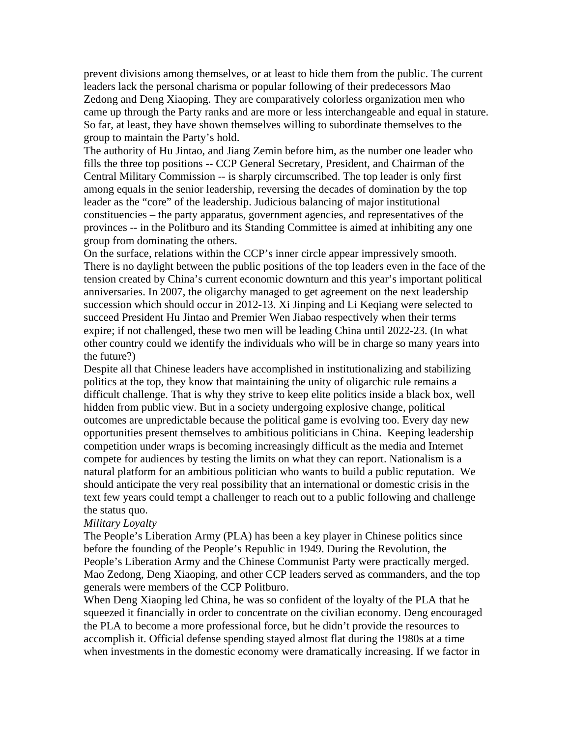prevent divisions among themselves, or at least to hide them from the public. The current leaders lack the personal charisma or popular following of their predecessors Mao Zedong and Deng Xiaoping. They are comparatively colorless organization men who came up through the Party ranks and are more or less interchangeable and equal in stature. So far, at least, they have shown themselves willing to subordinate themselves to the group to maintain the Party's hold.

The authority of Hu Jintao, and Jiang Zemin before him, as the number one leader who fills the three top positions -- CCP General Secretary, President, and Chairman of the Central Military Commission -- is sharply circumscribed. The top leader is only first among equals in the senior leadership, reversing the decades of domination by the top leader as the "core" of the leadership. Judicious balancing of major institutional constituencies – the party apparatus, government agencies, and representatives of the provinces -- in the Politburo and its Standing Committee is aimed at inhibiting any one group from dominating the others.

On the surface, relations within the CCP's inner circle appear impressively smooth. There is no daylight between the public positions of the top leaders even in the face of the tension created by China's current economic downturn and this year's important political anniversaries. In 2007, the oligarchy managed to get agreement on the next leadership succession which should occur in 2012-13. Xi Jinping and Li Keqiang were selected to succeed President Hu Jintao and Premier Wen Jiabao respectively when their terms expire; if not challenged, these two men will be leading China until 2022-23. (In what other country could we identify the individuals who will be in charge so many years into the future?)

Despite all that Chinese leaders have accomplished in institutionalizing and stabilizing politics at the top, they know that maintaining the unity of oligarchic rule remains a difficult challenge. That is why they strive to keep elite politics inside a black box, well hidden from public view. But in a society undergoing explosive change, political outcomes are unpredictable because the political game is evolving too. Every day new opportunities present themselves to ambitious politicians in China. Keeping leadership competition under wraps is becoming increasingly difficult as the media and Internet compete for audiences by testing the limits on what they can report. Nationalism is a natural platform for an ambitious politician who wants to build a public reputation. We should anticipate the very real possibility that an international or domestic crisis in the text few years could tempt a challenger to reach out to a public following and challenge the status quo.

*Military Loyalty*

The People's Liberation Army (PLA) has been a key player in Chinese politics since before the founding of the People's Republic in 1949. During the Revolution, the People's Liberation Army and the Chinese Communist Party were practically merged. Mao Zedong, Deng Xiaoping, and other CCP leaders served as commanders, and the top generals were members of the CCP Politburo.

When Deng Xiaoping led China, he was so confident of the loyalty of the PLA that he squeezed it financially in order to concentrate on the civilian economy. Deng encouraged the PLA to become a more professional force, but he didn't provide the resources to accomplish it. Official defense spending stayed almost flat during the 1980s at a time when investments in the domestic economy were dramatically increasing. If we factor in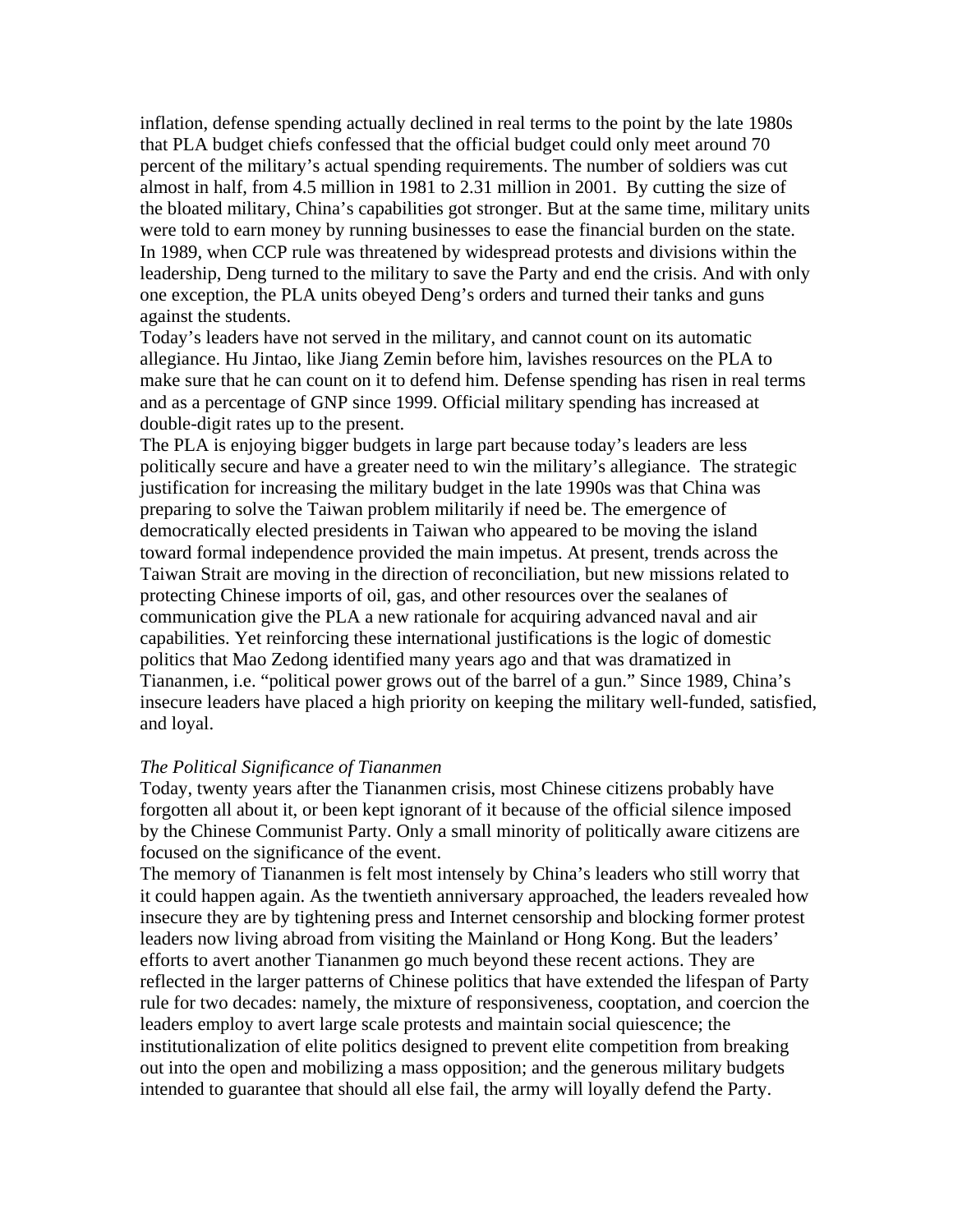inflation, defense spending actually declined in real terms to the point by the late 1980s that PLA budget chiefs confessed that the official budget could only meet around 70 percent of the military's actual spending requirements. The number of soldiers was cut almost in half, from 4.5 million in 1981 to 2.31 million in 2001. By cutting the size of the bloated military, China's capabilities got stronger. But at the same time, military units were told to earn money by running businesses to ease the financial burden on the state. In 1989, when CCP rule was threatened by widespread protests and divisions within the leadership, Deng turned to the military to save the Party and end the crisis. And with only one exception, the PLA units obeyed Deng's orders and turned their tanks and guns against the students.

Today's leaders have not served in the military, and cannot count on its automatic allegiance. Hu Jintao, like Jiang Zemin before him, lavishes resources on the PLA to make sure that he can count on it to defend him. Defense spending has risen in real terms and as a percentage of GNP since 1999. Official military spending has increased at double-digit rates up to the present.

The PLA is enjoying bigger budgets in large part because today's leaders are less politically secure and have a greater need to win the military's allegiance. The strategic justification for increasing the military budget in the late 1990s was that China was preparing to solve the Taiwan problem militarily if need be. The emergence of democratically elected presidents in Taiwan who appeared to be moving the island toward formal independence provided the main impetus. At present, trends across the Taiwan Strait are moving in the direction of reconciliation, but new missions related to protecting Chinese imports of oil, gas, and other resources over the sealanes of communication give the PLA a new rationale for acquiring advanced naval and air capabilities. Yet reinforcing these international justifications is the logic of domestic politics that Mao Zedong identified many years ago and that was dramatized in Tiananmen, i.e. "political power grows out of the barrel of a gun." Since 1989, China's insecure leaders have placed a high priority on keeping the military well-funded, satisfied, and loyal.

*The Political Significance of Tiananmen*

Today, twenty years after the Tiananmen crisis, most Chinese citizens probably have forgotten all about it, or been kept ignorant of it because of the official silence imposed by the Chinese Communist Party. Only a small minority of politically aware citizens are focused on the significance of the event.

The memory of Tiananmen is felt most intensely by China's leaders who still worry that it could happen again. As the twentieth anniversary approached, the leaders revealed how insecure they are by tightening press and Internet censorship and blocking former protest leaders now living abroad from visiting the Mainland or Hong Kong. But the leaders' efforts to avert another Tiananmen go much beyond these recent actions. They are reflected in the larger patterns of Chinese politics that have extended the lifespan of Party rule for two decades: namely, the mixture of responsiveness, cooptation, and coercion the leaders employ to avert large scale protests and maintain social quiescence; the institutionalization of elite politics designed to prevent elite competition from breaking out into the open and mobilizing a mass opposition; and the generous military budgets intended to guarantee that should all else fail, the army will loyally defend the Party.